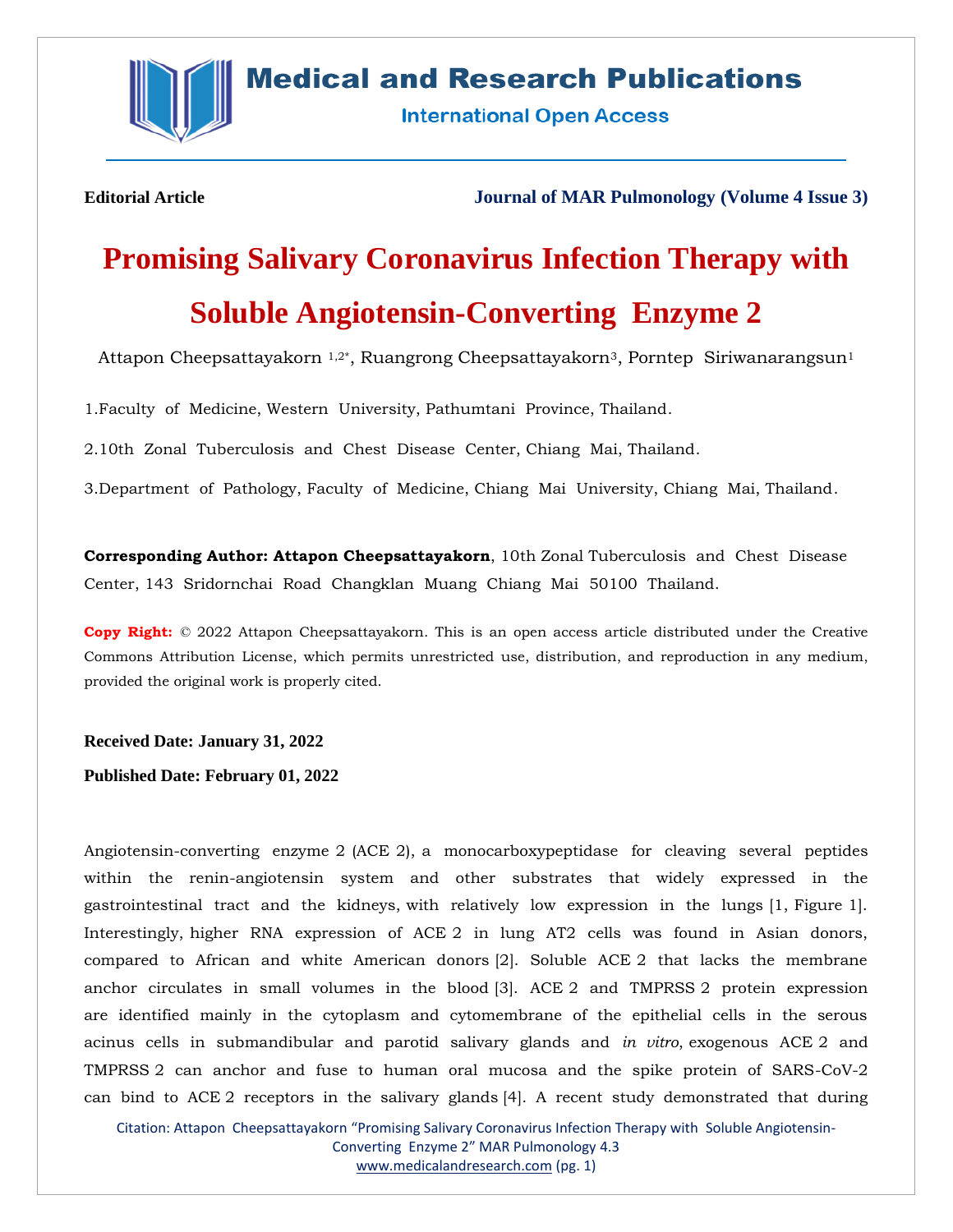**Editorial Article** **Journal of MAR Pulmonology (Volume 4 Issue 3)**

# Promising Salivary Coronavirus Infection Therapy with Soluble Angiotensin-Converting Enzyme 2

Attapon Cheepsattayakorn [1,2*], Ruangrong Cheepsattayakorn[3], Porntep Siriwanarangsun[1]

1.Faculty of Medicine, Western University, Pathumtani Province, Thailand.

2.10th Zonal Tuberculosis and Chest Disease Center, Chiang Mai, Thailand.

3.Department of Pathology, Faculty of Medicine, Chiang Mai University, Chiang Mai, Thailand.

**Corresponding Author: Attapon Cheepsattayakorn**, 10th Zonal Tuberculosis and Chest Disease Center, 143 Sridornchai Road Changklan Muang Chiang Mai 50100 Thailand.

**Copy Right:** © 2022 Attapon Cheepsattayakorn. This is an open access article distributed under the Creative Commons Attribution License, which permits unrestricted use, distribution, and reproduction in any medium, provided the original work is properly cited.

**Received Date: January 31, 2022**

**Published Date: February 01, 2022**

Angiotensin-converting enzyme 2 (ACE 2), a monocarboxypeptidase for cleaving several peptides within the renin-angiotensin system and other substrates that widely expressed in the gastrointestinal tract and the kidneys, with relatively low expression in the lungs [1, Figure 1]. Interestingly, higher RNA expression of ACE 2 in lung AT2 cells was found in Asian donors, compared to African and white American donors [2]. Soluble ACE 2 that lacks the membrane anchor circulates in small volumes in the blood [3]. ACE 2 and TMPRSS 2 protein expression are identified mainly in the cytoplasm and cytomembrane of the epithelial cells in the serous acinus cells in submandibular and parotid salivary glands and *in vitro*, exogenous ACE 2 and TMPRSS 2 can anchor and fuse to human oral mucosa and the spike protein of SARS-CoV-2 can bind to ACE 2 receptors in the salivary glands [4]. A recent study demonstrated that during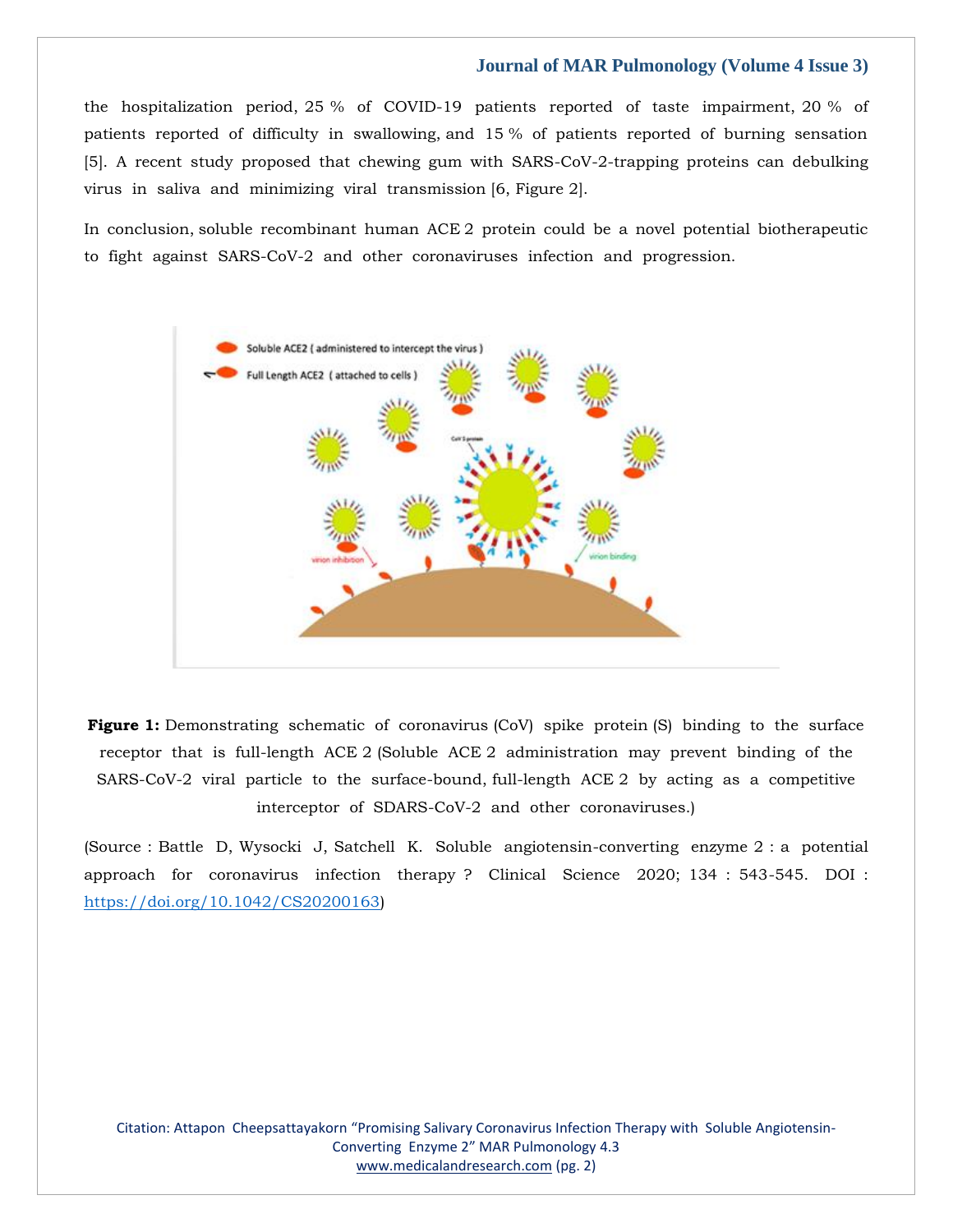the hospitalization period, 25 % of COVID-19 patients reported of taste impairment, 20 % of patients reported of difficulty in swallowing, and 15 % of patients reported of burning sensation [5]. A recent study proposed that chewing gum with SARS-CoV-2-trapping proteins can debulking virus in saliva and minimizing viral transmission [6, Figure 2].

In conclusion, soluble recombinant human ACE 2 protein could be a novel potential biotherapeutic to fight against SARS-CoV-2 and other coronaviruses infection and progression.

**Figure 1:** Demonstrating schematic of coronavirus (CoV) spike protein (S) binding to the surface receptor that is full-length ACE 2 (Soluble ACE 2 administration may prevent binding of the SARS-CoV-2 viral particle to the surface-bound, full-length ACE 2 by acting as a competitive interceptor of SDARS-CoV-2 and other coronaviruses.)

(Source : Battle D, Wysocki J, Satchell K. Soluble angiotensin-converting enzyme 2 : a potential approach for coronavirus infection therapy ? Clinical Science 2020; 134 : 543-545. DOI : https://doi.org/10.1042/CS20200163)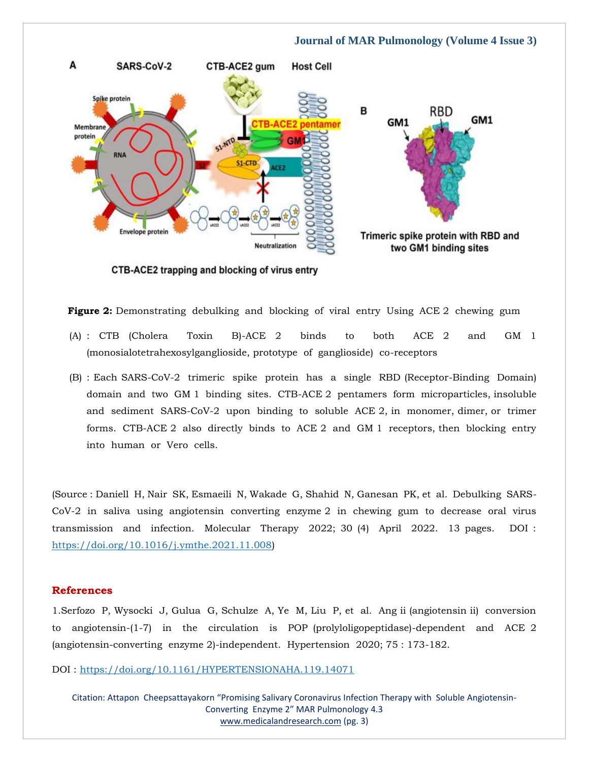**Figure 2:** Demonstrating debulking and blocking of viral entry Using ACE 2 chewing gum

(A) : CTB (Cholera Toxin B)-ACE 2 binds to both ACE 2 and GM 1 (monosialotetrahexosylganglioside, prototype of ganglioside) co-receptors

(B) : Each SARS-CoV-2 trimeric spike protein has a single RBD (Receptor-Binding Domain) domain and two GM 1 binding sites. CTB-ACE 2 pentamers form microparticles, insoluble and sediment SARS-CoV-2 upon binding to soluble ACE 2, in monomer, dimer, or trimer forms. CTB-ACE 2 also directly binds to ACE 2 and GM 1 receptors, then blocking entry into human or Vero cells.

(Source : Daniell H, Nair SK, Esmaeili N, Wakade G, Shahid N, Ganesan PK, et al. Debulking SARS-CoV-2 in saliva using angiotensin converting enzyme 2 in chewing gum to decrease oral virus transmission and infection. Molecular Therapy 2022; 30 (4) April 2022. 13 pages. DOI : https://doi.org/10.1016/j.ymthe.2021.11.008)

## References

1.Serfozo P, Wysocki J, Gulua G, Schulze A, Ye M, Liu P, et al. Ang ii (angiotensin ii) conversion to angiotensin-(1-7) in the circulation is POP (prolyloligopeptidase)-dependent and ACE 2 (angiotensin-converting enzyme 2)-independent. Hypertension 2020; 75 : 173-182.

DOI : https://doi.org/10.1161/HYPERTENSIONAHA.119.14071

Citation: Attapon Cheepsattayakorn "Promising Salivary Coronavirus Infection Therapy with Soluble Angiotensin-Converting Enzyme 2" MAR Pulmonology 4.3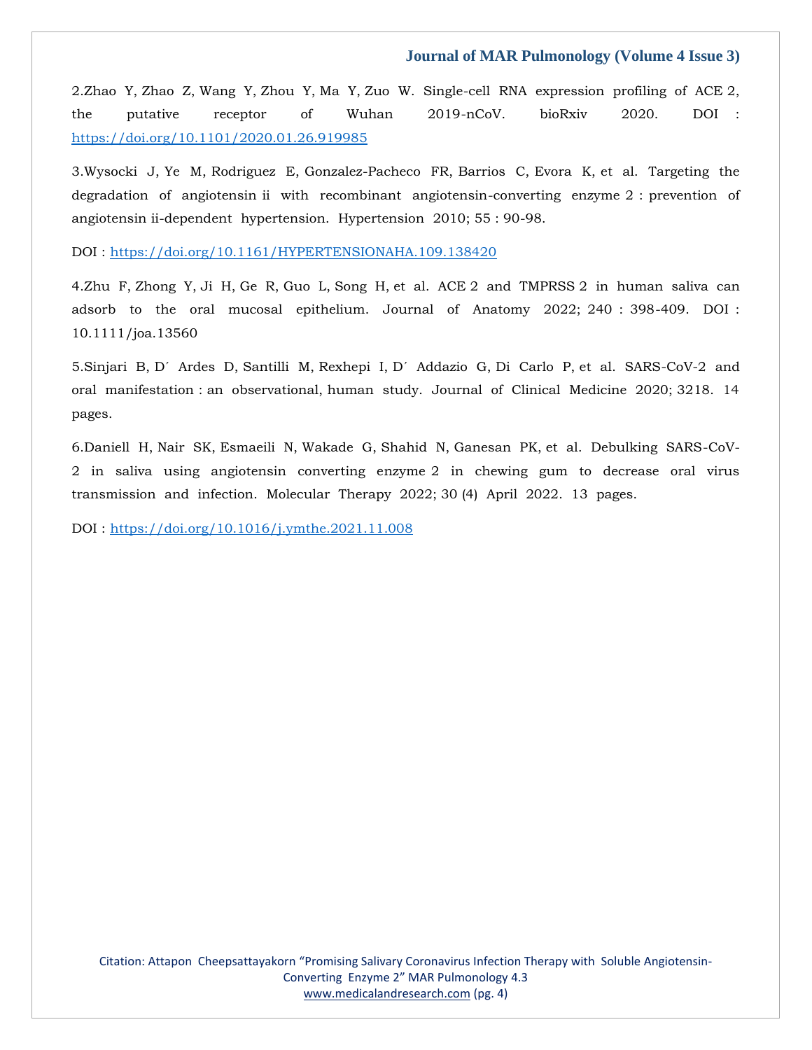2.Zhao Y, Zhao Z, Wang Y, Zhou Y, Ma Y, Zuo W. Single-cell RNA expression profiling of ACE 2, the putative receptor of Wuhan 2019-nCoV. bioRxiv 2020. DOI : https://doi.org/10.1101/2020.01.26.919985

3.Wysocki J, Ye M, Rodriguez E, Gonzalez-Pacheco FR, Barrios C, Evora K, et al. Targeting the degradation of angiotensin ii with recombinant angiotensin-converting enzyme 2 : prevention of angiotensin ii-dependent hypertension. Hypertension 2010; 55 : 90-98.

DOI : https://doi.org/10.1161/HYPERTENSIONAHA.109.138420

4.Zhu F, Zhong Y, Ji H, Ge R, Guo L, Song H, et al. ACE 2 and TMPRSS 2 in human saliva can adsorb to the oral mucosal epithelium. Journal of Anatomy 2022; 240 : 398-409. DOI : 10.1111/joa.13560

5.Sinjari B, D´ Ardes D, Santilli M, Rexhepi I, D´ Addazio G, Di Carlo P, et al. SARS-CoV-2 and oral manifestation : an observational, human study. Journal of Clinical Medicine 2020; 3218. 14 pages.

6.Daniell H, Nair SK, Esmaeili N, Wakade G, Shahid N, Ganesan PK, et al. Debulking SARS-CoV-2 in saliva using angiotensin converting enzyme 2 in chewing gum to decrease oral virus transmission and infection. Molecular Therapy 2022; 30 (4) April 2022. 13 pages.

DOI : https://doi.org/10.1016/j.ymthe.2021.11.008